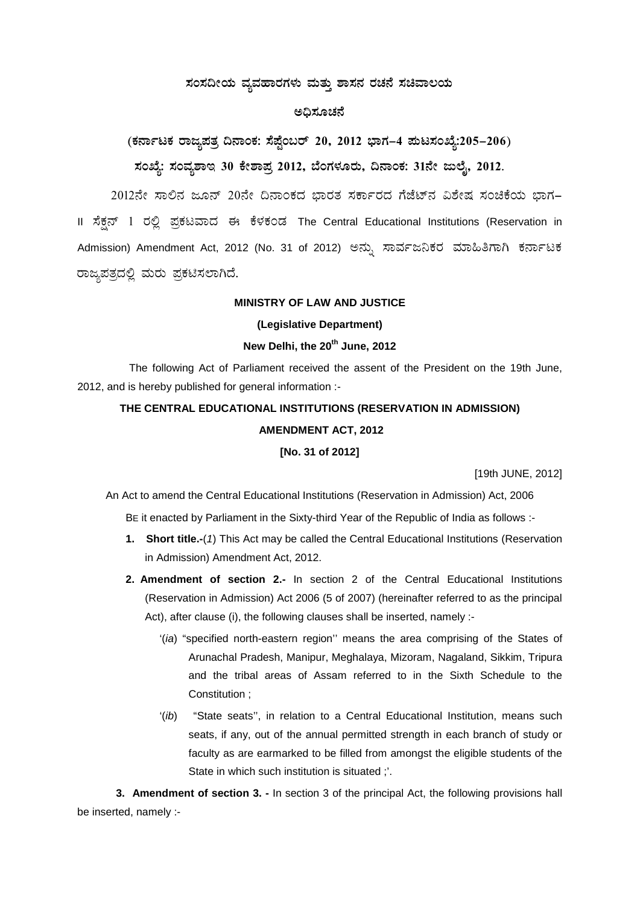**ಸಂಸದೀಯ ವ್ಯವಹಾರಗಳು ಮತ್ತು ಶಾಸನ ರಚನೆ ಸಚಿವಾಲಯ**

**ಅಧಿಸೂಚನೆ**

**(ಕರ್ನಾಟಕ ರಾಜ್ಯಪತ್ರ ದಿನಾಂಕ: ಸೆಪ್ಟೆಂಬರ್ 20, 2012 ಭಾಗ–4 ಪುಟಸಂಖ್ಯೆ:205–206)**

**ಸಂಖ್ಯೆ: ಸಂವ್ಯಶಾಇ 30 ಕೇಶಾಪ್ರ 2012, ಬೆಂಗಳೂರು, ದಿನಾಂಕ: 31ನೇ ಜುಲೈ, 2012.**

2012ನೇ ಸಾಲಿನ ಜೂನ್ 20ನೇ ದಿನಾಂಕದ ಭಾರತ ಸರ್ಕಾರದ ಗೆಜೆಟ್‌ನ ವಿಶೇಷ ಸಂಚಿಕೆಯ ಭಾಗ–II ಸೆಕ್ಷನ್ 1 ರಲ್ಲಿ ಪ್ರಕಟವಾದ ಈ ಕೆಳಕಂಡ The Central Educational Institutions (Reservation in Admission) Amendment Act, 2012 (No. 31 of 2012) ಅನ್ನು ಸಾರ್ವಜನಿಕರ ಮಾಹಿತಿಗಾಗಿ ಕರ್ನಾಟಕ ರಾಜ್ಯಪತ್ರದಲ್ಲಿ ಮರು ಪ್ರಕಟಿಸಲಾಗಿದೆ.

**MINISTRY OF LAW AND JUSTICE**

**(Legislative Department)**

**New Delhi, the 20th June, 2012**

The following Act of Parliament received the assent of the President on the 19th June, 2012, and is hereby published for general information :-

**THE CENTRAL EDUCATIONAL INSTITUTIONS (RESERVATION IN ADMISSION) AMENDMENT ACT, 2012**

**[No. 31 of 2012]**

[19th JUNE, 2012]

An Act to amend the Central Educational Institutions (Reservation in Admission) Act, 2006

BE it enacted by Parliament in the Sixty-third Year of the Republic of India as follows :-

1. **Short title.-**(*1*) This Act may be called the Central Educational Institutions (Reservation in Admission) Amendment Act, 2012.

2. **Amendment of section 2.-** In section 2 of the Central Educational Institutions (Reservation in Admission) Act 2006 (5 of 2007) (hereinafter referred to as the principal Act), after clause (i), the following clauses shall be inserted, namely :-

   '(*ia*) "specified north-eastern region'' means the area comprising of the States of Arunachal Pradesh, Manipur, Meghalaya, Mizoram, Nagaland, Sikkim, Tripura and the tribal areas of Assam referred to in the Sixth Schedule to the Constitution ;

   '(*ib*) "State seats'', in relation to a Central Educational Institution, means such seats, if any, out of the annual permitted strength in each branch of study or faculty as are earmarked to be filled from amongst the eligible students of the State in which such institution is situated ;'.

3. **Amendment of section 3. -** In section 3 of the principal Act, the following provisions hall be inserted, namely :-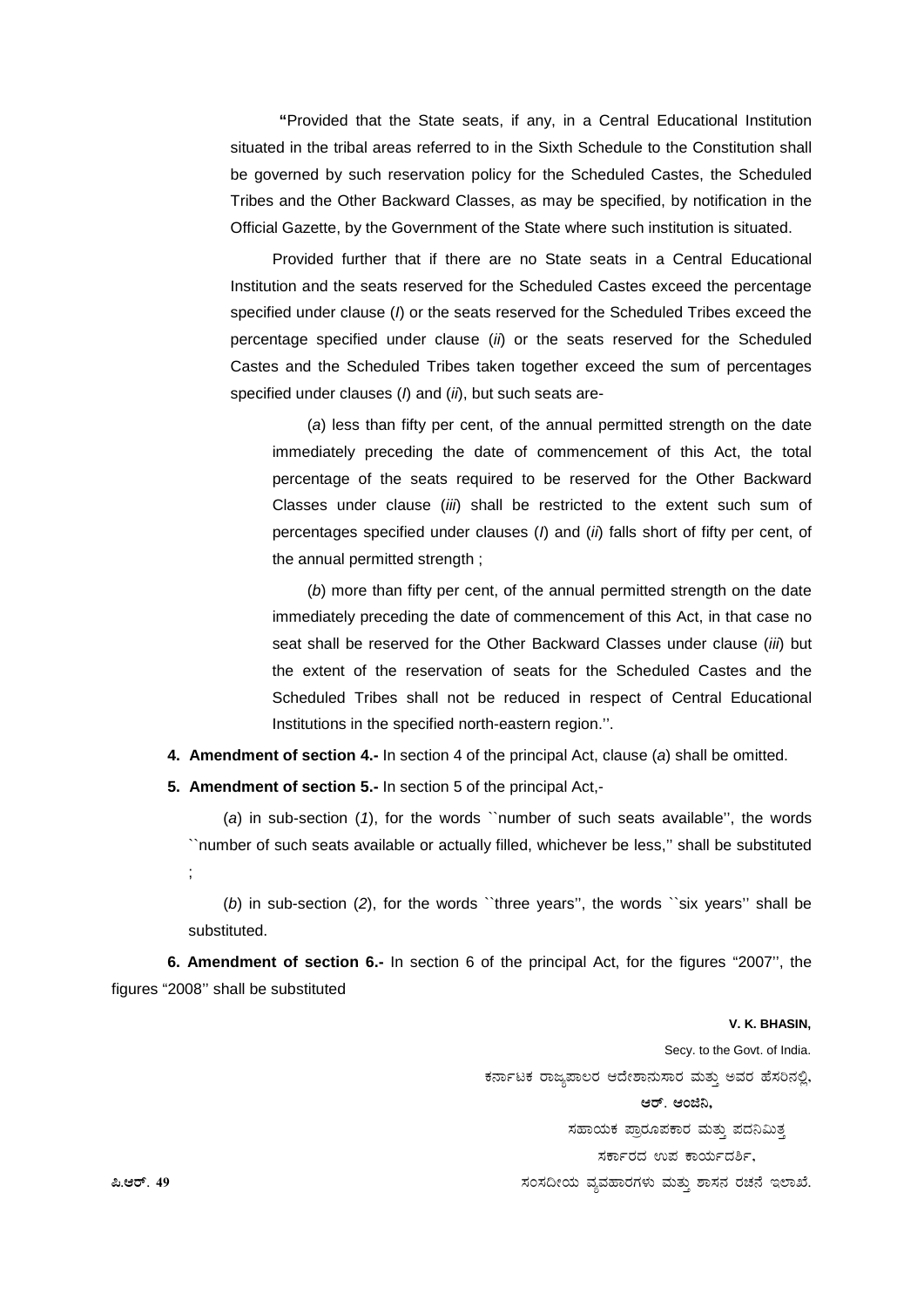"Provided that the State seats, if any, in a Central Educational Institution situated in the tribal areas referred to in the Sixth Schedule to the Constitution shall be governed by such reservation policy for the Scheduled Castes, the Scheduled Tribes and the Other Backward Classes, as may be specified, by notification in the Official Gazette, by the Government of the State where such institution is situated.

Provided further that if there are no State seats in a Central Educational Institution and the seats reserved for the Scheduled Castes exceed the percentage specified under clause (*I*) or the seats reserved for the Scheduled Tribes exceed the percentage specified under clause (*ii*) or the seats reserved for the Scheduled Castes and the Scheduled Tribes taken together exceed the sum of percentages specified under clauses (*I*) and (*ii*), but such seats are-

(*a*) less than fifty per cent, of the annual permitted strength on the date immediately preceding the date of commencement of this Act, the total percentage of the seats required to be reserved for the Other Backward Classes under clause (*iii*) shall be restricted to the extent such sum of percentages specified under clauses (*I*) and (*ii*) falls short of fifty per cent, of the annual permitted strength ;

(*b*) more than fifty per cent, of the annual permitted strength on the date immediately preceding the date of commencement of this Act, in that case no seat shall be reserved for the Other Backward Classes under clause (*iii*) but the extent of the reservation of seats for the Scheduled Castes and the Scheduled Tribes shall not be reduced in respect of Central Educational Institutions in the specified north-eastern region.''.

**4. Amendment of section 4.-** In section 4 of the principal Act, clause (*a*) shall be omitted.

**5. Amendment of section 5.-** In section 5 of the principal Act,-

(*a*) in sub-section (*1*), for the words ``number of such seats available'', the words ``number of such seats available or actually filled, whichever be less,'' shall be substituted ;

(*b*) in sub-section (*2*), for the words ``three years'', the words ``six years'' shall be substituted.

**6. Amendment of section 6.-** In section 6 of the principal Act, for the figures "2007'', the figures "2008'' shall be substituted

**V. K. BHASIN,**

Secy. to the Govt. of India.

ಕರ್ನಾಟಕ ರಾಜ್ಯಪಾಲರ ಆದೇಶಾನುಸಾರ ಮತ್ತು ಅವರ ಹೆಸರಿನಲ್ಲಿ,

**ಆರ್. ಆಂಜಿನಿ,**

ಸಹಾಯಕ ಪ್ರಾರೂಪಕಾರ ಮತ್ತು ಪದನಿಮಿತ್ತ

ಸರ್ಕಾರದ ಉಪ ಕಾರ್ಯದರ್ಶಿ,

ಸಂಸದೀಯ ವ್ಯವಹಾರಗಳು ಮತ್ತು ಶಾಸನ ರಚನೆ ಇಲಾಖೆ.

**ಪಿ.ಆರ್. 49**